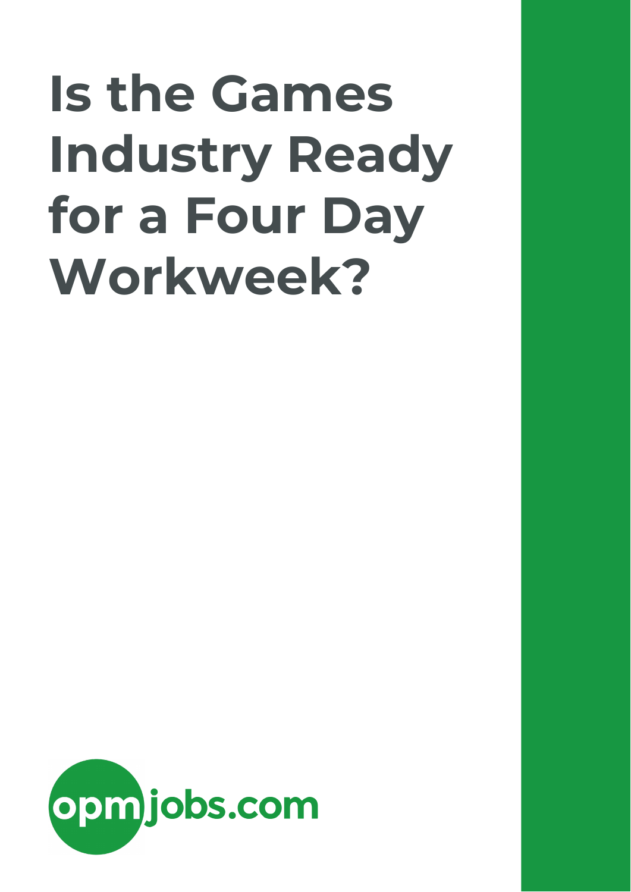# Is the Games Industry Ready for a Four Day Workweek?

opmjobs.com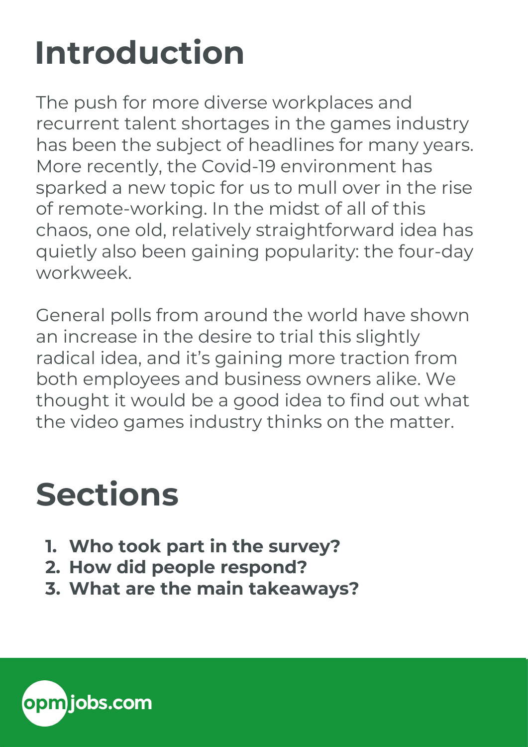# Introduction

The push for more diverse workplaces and recurrent talent shortages in the games industry has been the subject of headlines for many years. More recently, the Covid-19 environment has sparked a new topic for us to mull over in the rise of remote-working. In the midst of all of this chaos, one old, relatively straightforward idea has quietly also been gaining popularity: the four-day workweek.

General polls from around the world have shown an increase in the desire to trial this slightly radical idea, and it's gaining more traction from both employees and business owners alike. We thought it would be a good idea to find out what the video games industry thinks on the matter.

# Sections

1. **Who took part in the survey?**
2. **How did people respond?**
3. **What are the main takeaways?**

opmjobs.com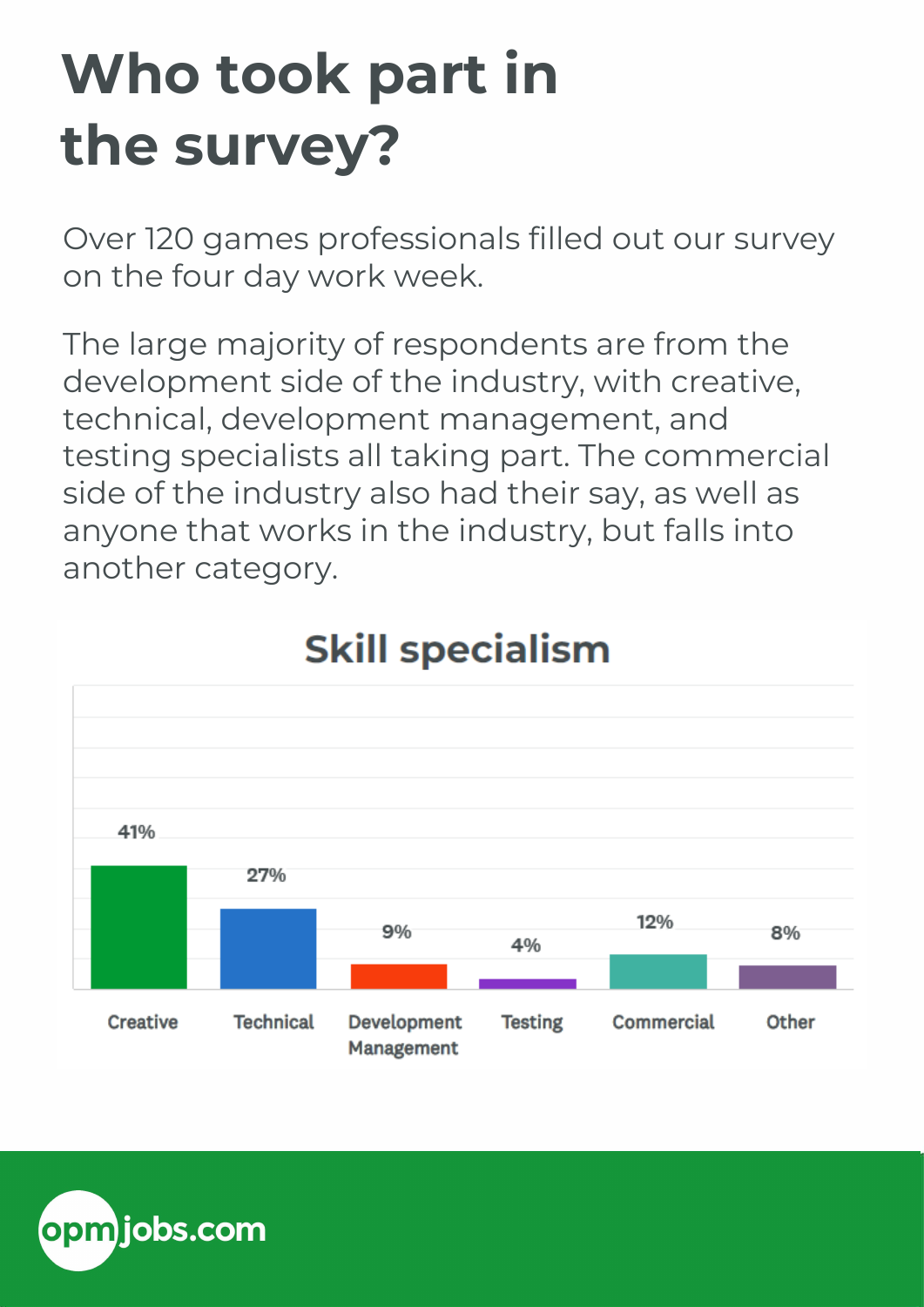# Who took part in the survey?

Over 120 games professionals filled out our survey on the four day work week.

The large majority of respondents are from the development side of the industry, with creative, technical, development management, and testing specialists all taking part. The commercial side of the industry also had their say, as well as anyone that works in the industry, but falls into another category.

## Skill specialism

| Creative | Technical | Development Management | Testing | Commercial | Other |
|---|---|---|---|---|---|
| 41% | 27% | 9% | 4% | 12% | 8% |

opmjobs.com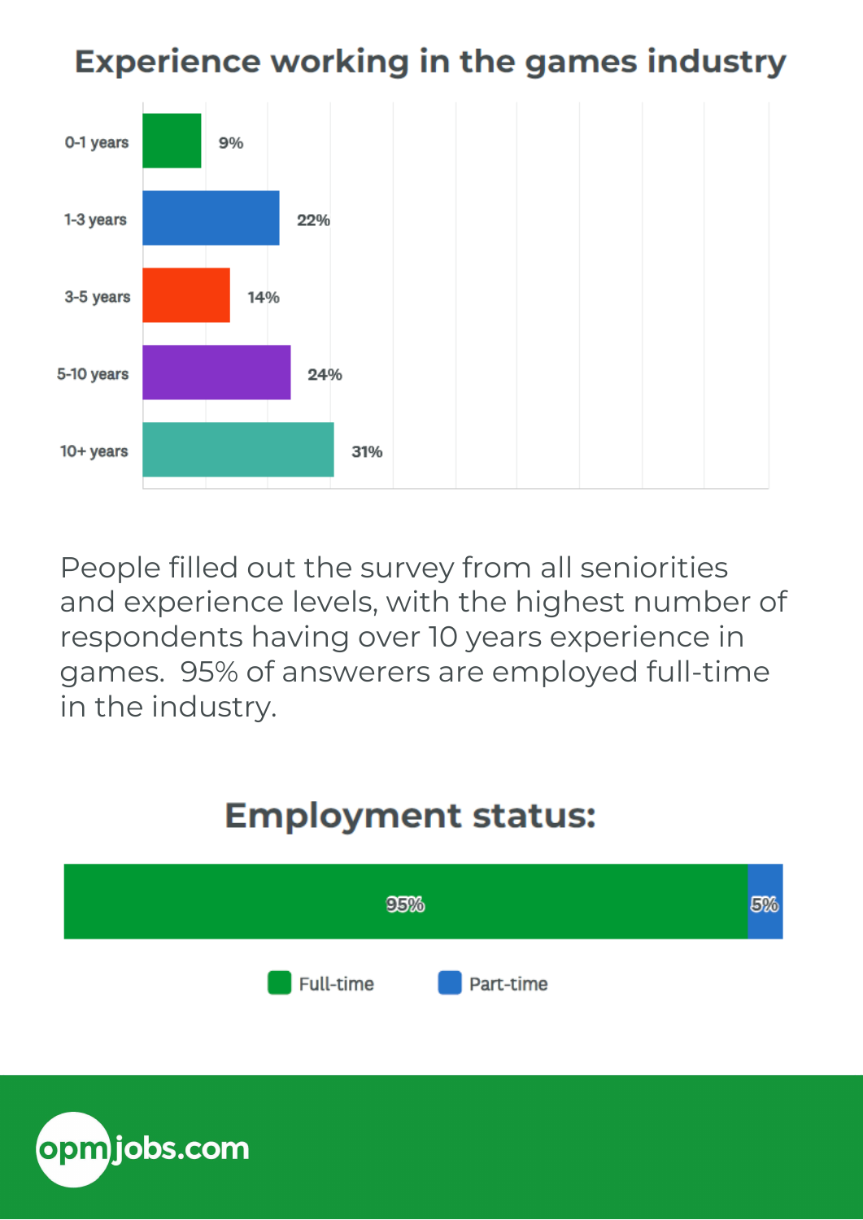## Experience working in the games industry

| Experience | Percentage |
| --- | --- |
| 0-1 years | 9% |
| 1-3 years | 22% |
| 3-5 years | 14% |
| 5-10 years | 24% |
| 10+ years | 31% |

People filled out the survey from all seniorities and experience levels, with the highest number of respondents having over 10 years experience in games. 95% of answerers are employed full-time in the industry.

## Employment status:

| Full-time | Part-time |
| --- | --- |
| 95% | 5% |

opmjobs.com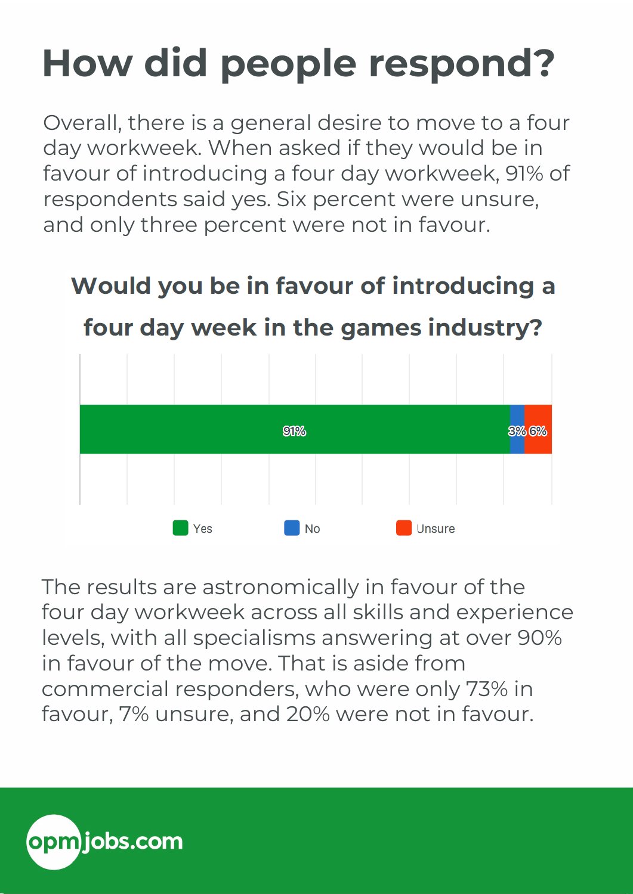# How did people respond?

Overall, there is a general desire to move to a four day workweek. When asked if they would be in favour of introducing a four day workweek, 91% of respondents said yes. Six percent were unsure, and only three percent were not in favour.

### Would you be in favour of introducing a four day week in the games industry?

| Yes | No | Unsure |
| --- | --- | --- |
| 91% | 3% | 6% |

The results are astronomically in favour of the four day workweek across all skills and experience levels, with all specialisms answering at over 90% in favour of the move. That is aside from commercial responders, who were only 73% in favour, 7% unsure, and 20% were not in favour.

opmjobs.com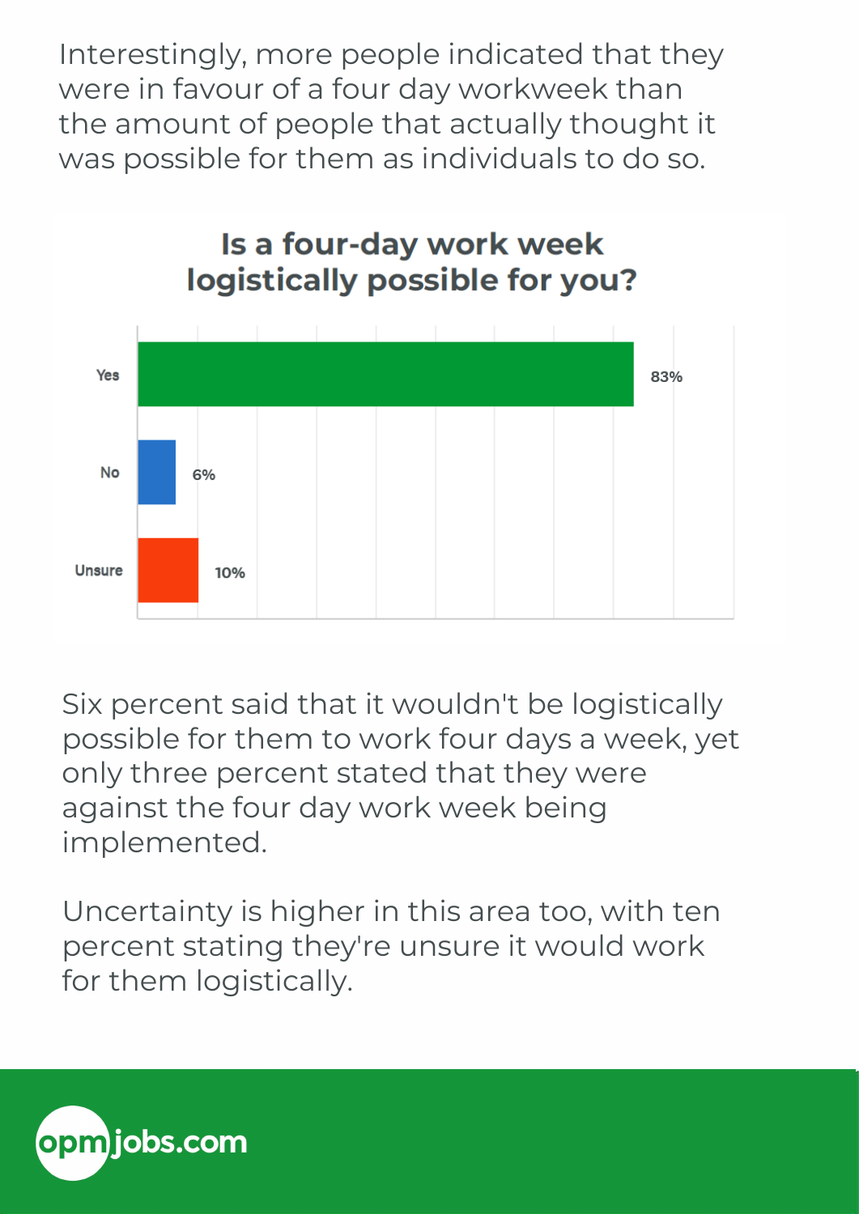Interestingly, more people indicated that they were in favour of a four day workweek than the amount of people that actually thought it was possible for them as individuals to do so.

**Is a four-day work week logistically possible for you?**

| Response | Percentage |
| --- | --- |
| Yes | 83% |
| No | 6% |
| Unsure | 10% |

Six percent said that it wouldn't be logistically possible for them to work four days a week, yet only three percent stated that they were against the four day work week being implemented.

Uncertainty is higher in this area too, with ten percent stating they're unsure it would work for them logistically.

opmjobs.com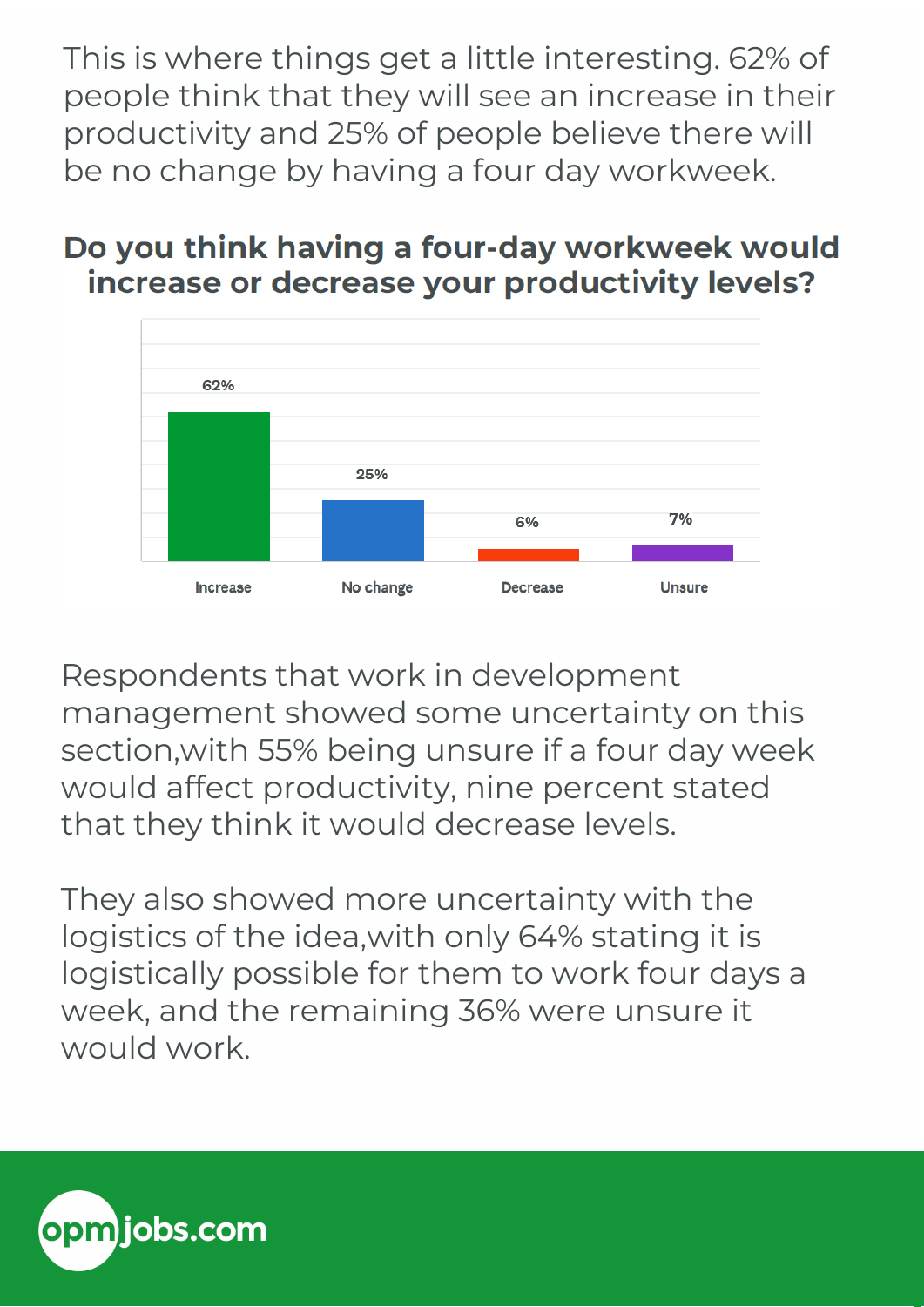This is where things get a little interesting. 62% of people think that they will see an increase in their productivity and 25% of people believe there will be no change by having a four day workweek.

## Do you think having a four-day workweek would increase or decrease your productivity levels?

| Response | Percentage |
| --- | --- |
| Increase | 62% |
| No change | 25% |
| Decrease | 6% |
| Unsure | 7% |

Respondents that work in development management showed some uncertainty on this section,with 55% being unsure if a four day week would affect productivity, nine percent stated that they think it would decrease levels.

They also showed more uncertainty with the logistics of the idea,with only 64% stating it is logistically possible for them to work four days a week, and the remaining 36% were unsure it would work.

opmjobs.com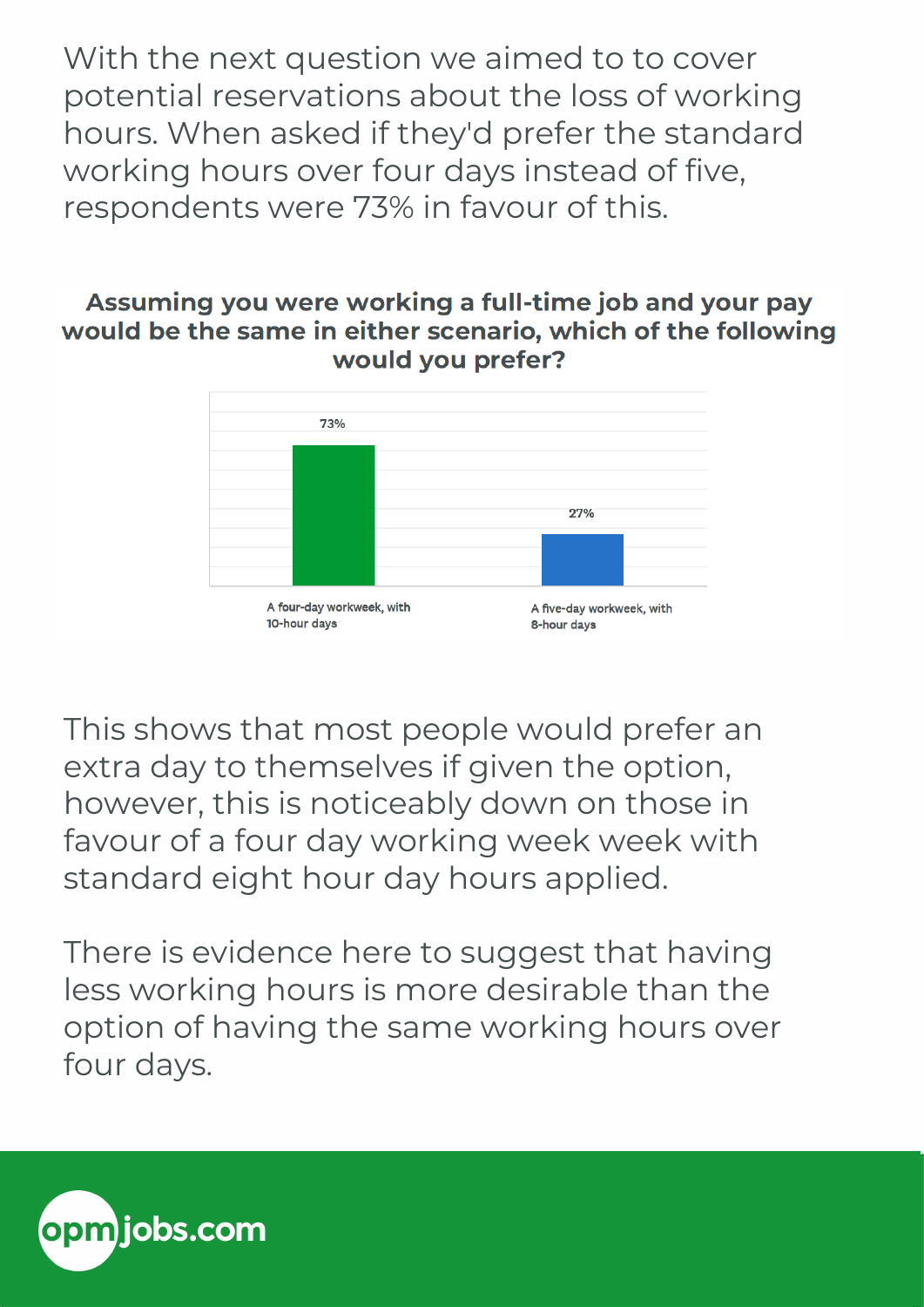With the next question we aimed to to cover potential reservations about the loss of working hours. When asked if they'd prefer the standard working hours over four days instead of five, respondents were 73% in favour of this.

**Assuming you were working a full-time job and your pay would be the same in either scenario, which of the following would you prefer?**

| Option | Percentage |
|---|---|
| A four-day workweek, with 10-hour days | 73% |
| A five-day workweek, with 8-hour days | 27% |

This shows that most people would prefer an extra day to themselves if given the option, however, this is noticeably down on those in favour of a four day working week week with standard eight hour day hours applied.

There is evidence here to suggest that having less working hours is more desirable than the option of having the same working hours over four days.

opmjobs.com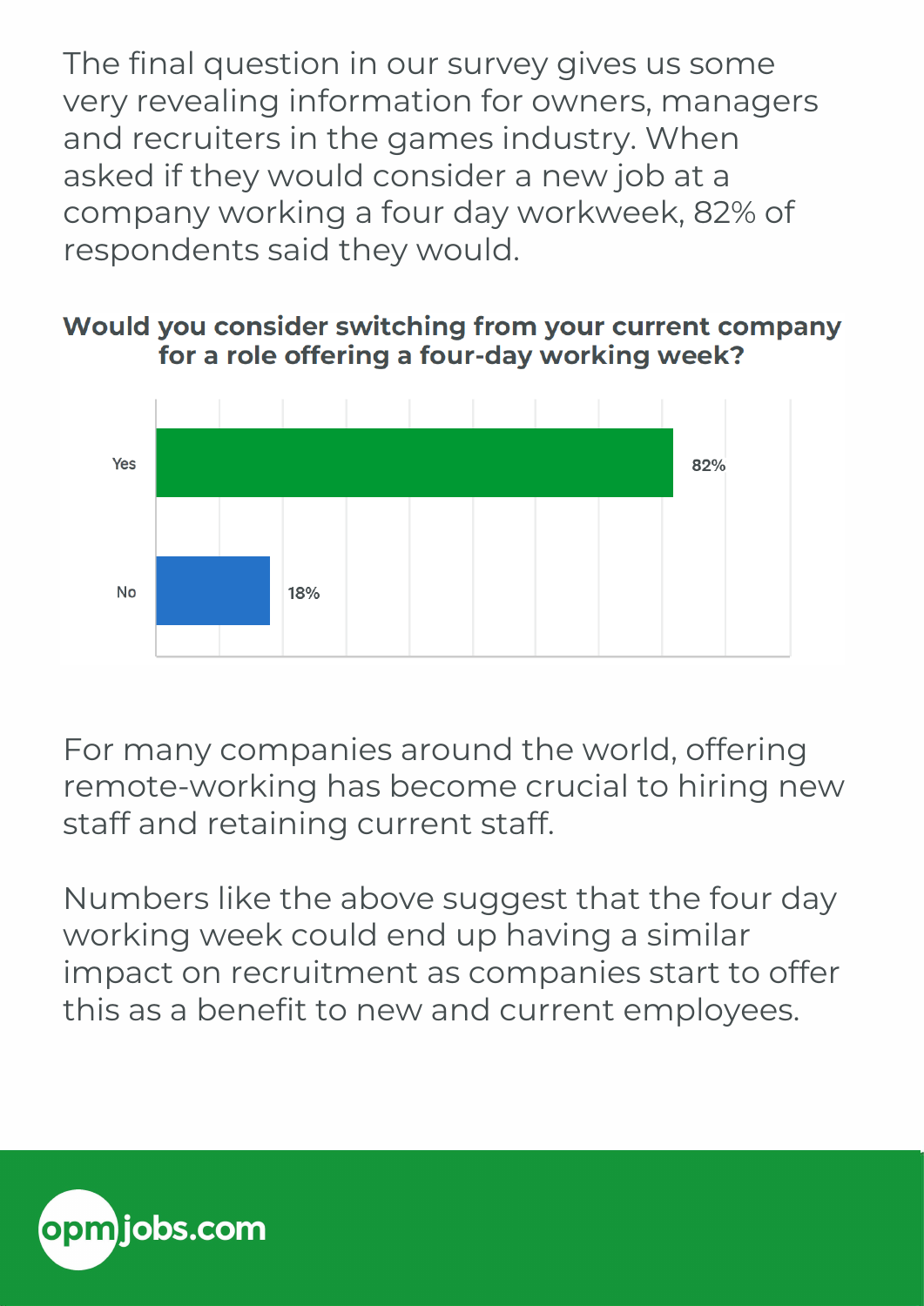The final question in our survey gives us some very revealing information for owners, managers and recruiters in the games industry. When asked if they would consider a new job at a company working a four day workweek, 82% of respondents said they would.

**Would you consider switching from your current company for a role offering a four-day working week?**

| Answer | Percentage |
| --- | --- |
| Yes | 82% |
| No | 18% |

For many companies around the world, offering remote-working has become crucial to hiring new staff and retaining current staff.

Numbers like the above suggest that the four day working week could end up having a similar impact on recruitment as companies start to offer this as a benefit to new and current employees.

opmjobs.com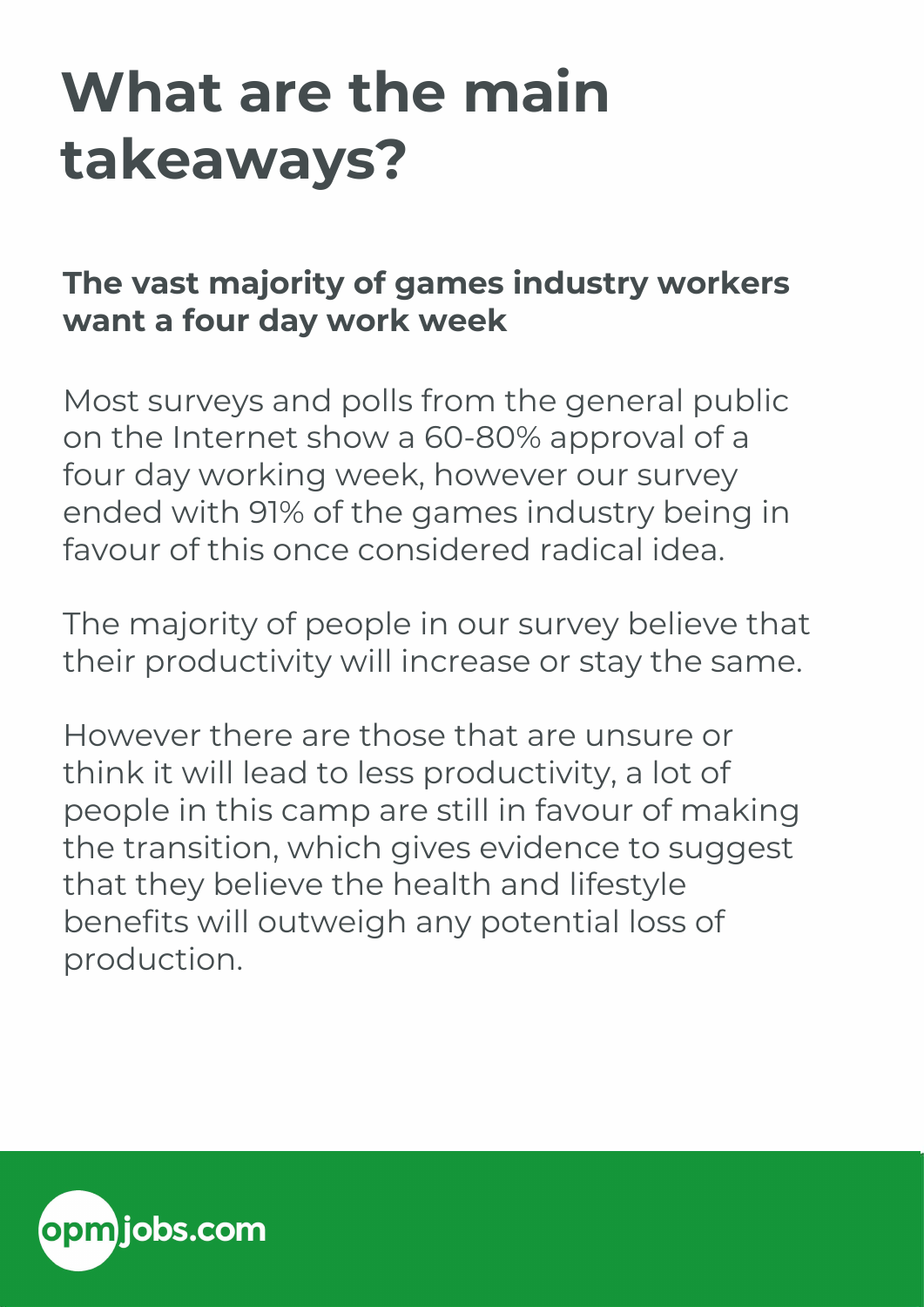# What are the main takeaways?

**The vast majority of games industry workers want a four day work week**

Most surveys and polls from the general public on the Internet show a 60-80% approval of a four day working week, however our survey ended with 91% of the games industry being in favour of this once considered radical idea.

The majority of people in our survey believe that their productivity will increase or stay the same.

However there are those that are unsure or think it will lead to less productivity, a lot of people in this camp are still in favour of making the transition, which gives evidence to suggest that they believe the health and lifestyle benefits will outweigh any potential loss of production.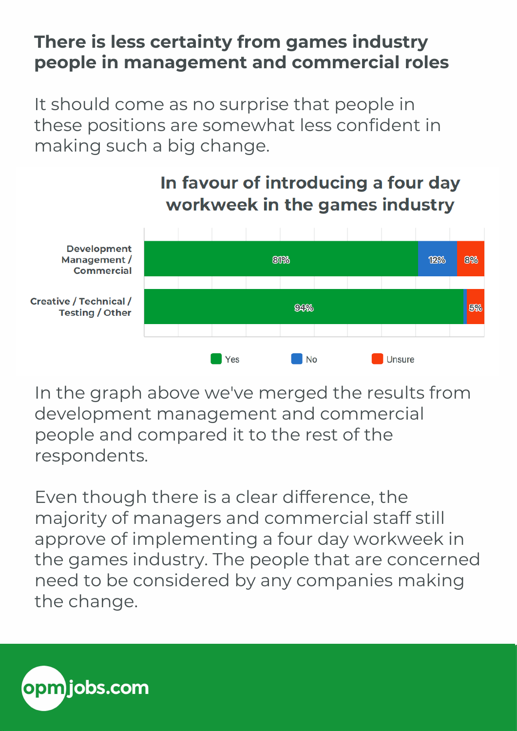## There is less certainty from games industry people in management and commercial roles

It should come as no surprise that people in these positions are somewhat less confident in making such a big change.

**In favour of introducing a four day workweek in the games industry**

| | Yes | No | Unsure |
|---|---|---|---|
| Development Management / Commercial | 81% | 12% | 8% |
| Creative / Technical / Testing / Other | 94% | | 5% |

In the graph above we've merged the results from development management and commercial people and compared it to the rest of the respondents.

Even though there is a clear difference, the majority of managers and commercial staff still approve of implementing a four day workweek in the games industry. The people that are concerned need to be considered by any companies making the change.

opmjobs.com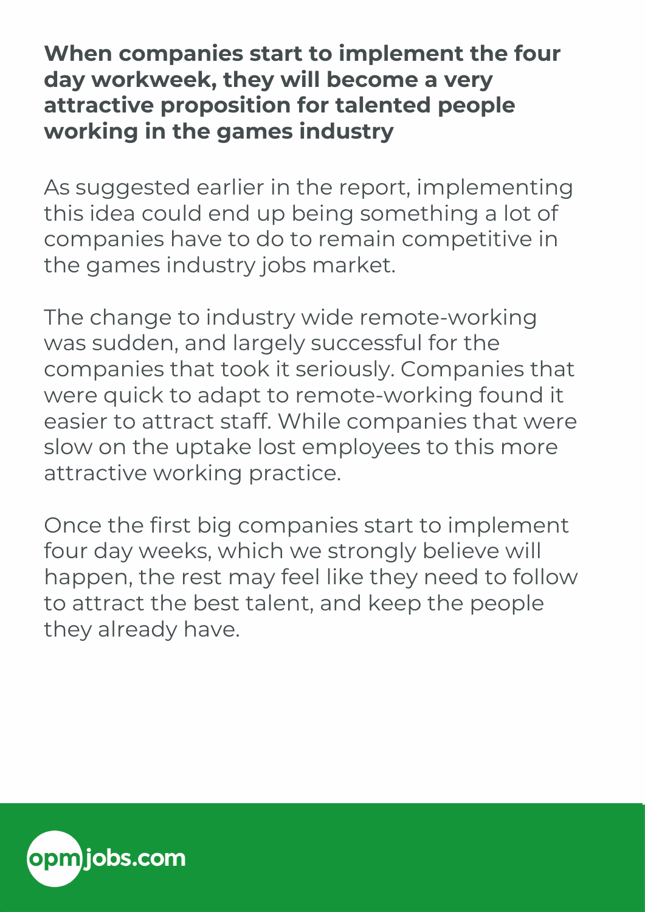## When companies start to implement the four day workweek, they will become a very attractive proposition for talented people working in the games industry

As suggested earlier in the report, implementing this idea could end up being something a lot of companies have to do to remain competitive in the games industry jobs market.

The change to industry wide remote-working was sudden, and largely successful for the companies that took it seriously. Companies that were quick to adapt to remote-working found it easier to attract staff. While companies that were slow on the uptake lost employees to this more attractive working practice.

Once the first big companies start to implement four day weeks, which we strongly believe will happen, the rest may feel like they need to follow to attract the best talent, and keep the people they already have.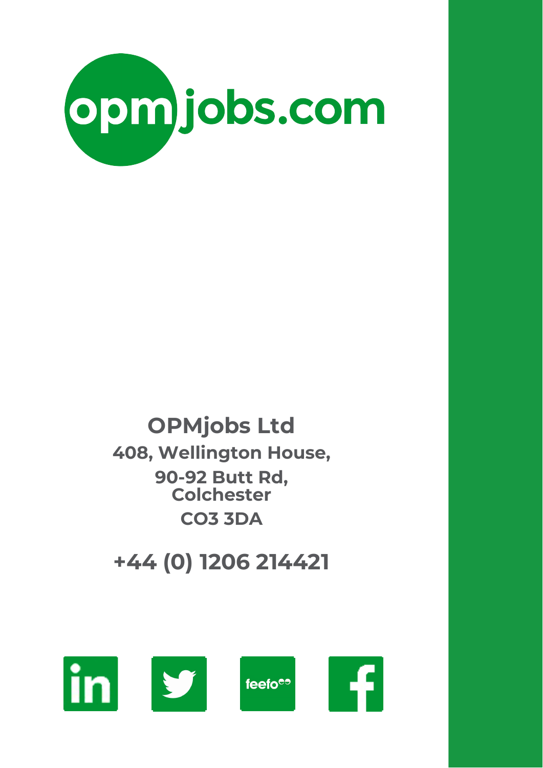opmjobs.com

**OPMjobs Ltd**

**408, Wellington House,**
**90-92 Butt Rd,**
**Colchester**
**CO3 3DA**

**+44 (0) 1206 214421**

feefo